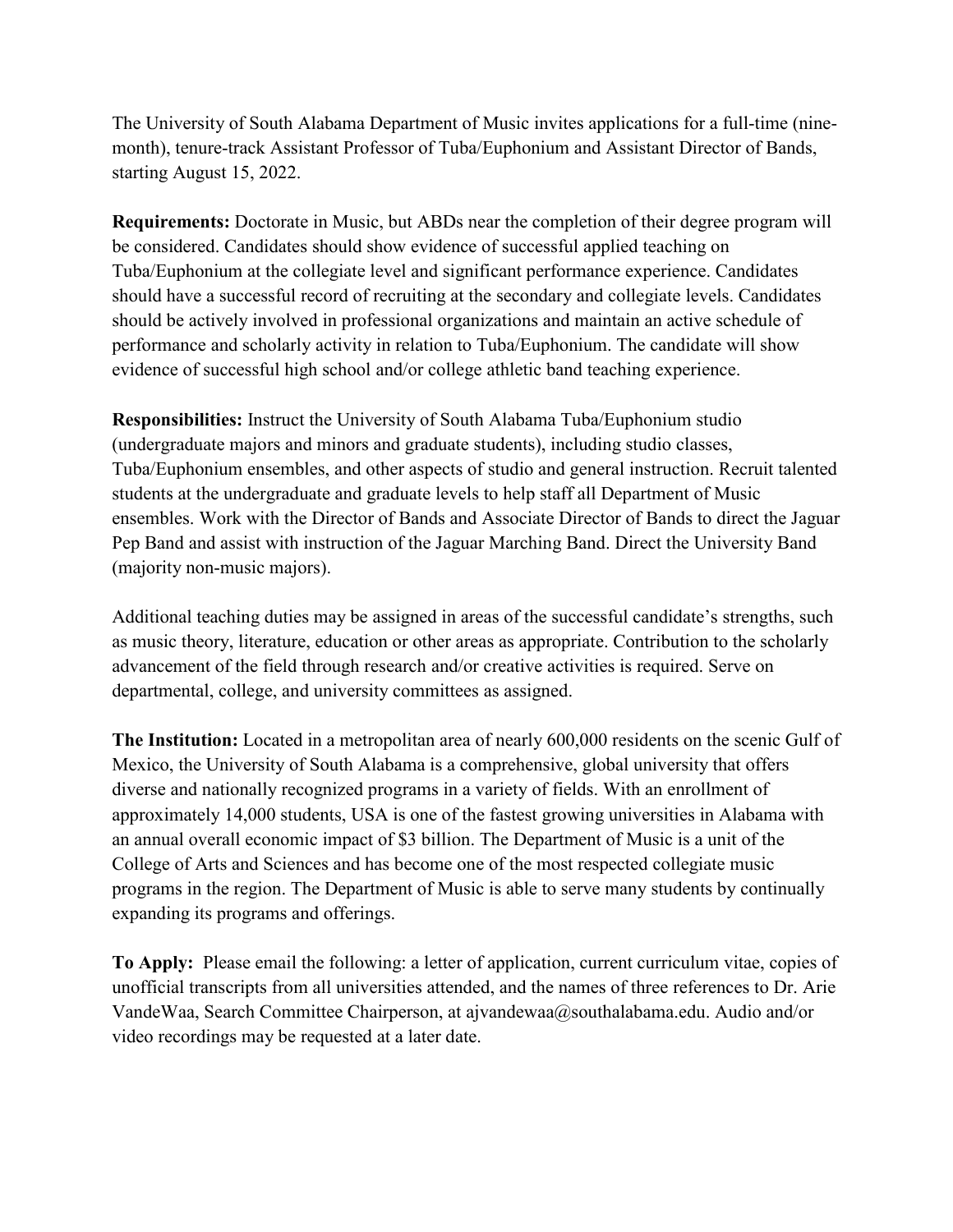The University of South Alabama Department of Music invites applications for a full-time (nine-month), tenure-track Assistant Professor of Tuba/Euphonium and Assistant Director of Bands, starting August 15, 2022.

**Requirements:** Doctorate in Music, but ABDs near the completion of their degree program will be considered. Candidates should show evidence of successful applied teaching on Tuba/Euphonium at the collegiate level and significant performance experience. Candidates should have a successful record of recruiting at the secondary and collegiate levels. Candidates should be actively involved in professional organizations and maintain an active schedule of performance and scholarly activity in relation to Tuba/Euphonium. The candidate will show evidence of successful high school and/or college athletic band teaching experience.

**Responsibilities:** Instruct the University of South Alabama Tuba/Euphonium studio (undergraduate majors and minors and graduate students), including studio classes, Tuba/Euphonium ensembles, and other aspects of studio and general instruction. Recruit talented students at the undergraduate and graduate levels to help staff all Department of Music ensembles. Work with the Director of Bands and Associate Director of Bands to direct the Jaguar Pep Band and assist with instruction of the Jaguar Marching Band. Direct the University Band (majority non-music majors).

Additional teaching duties may be assigned in areas of the successful candidate's strengths, such as music theory, literature, education or other areas as appropriate. Contribution to the scholarly advancement of the field through research and/or creative activities is required. Serve on departmental, college, and university committees as assigned.

**The Institution:** Located in a metropolitan area of nearly 600,000 residents on the scenic Gulf of Mexico, the University of South Alabama is a comprehensive, global university that offers diverse and nationally recognized programs in a variety of fields. With an enrollment of approximately 14,000 students, USA is one of the fastest growing universities in Alabama with an annual overall economic impact of $3 billion. The Department of Music is a unit of the College of Arts and Sciences and has become one of the most respected collegiate music programs in the region. The Department of Music is able to serve many students by continually expanding its programs and offerings.

**To Apply:** Please email the following: a letter of application, current curriculum vitae, copies of unofficial transcripts from all universities attended, and the names of three references to Dr. Arie VandeWaa, Search Committee Chairperson, at ajvandewaa@southalabama.edu. Audio and/or video recordings may be requested at a later date.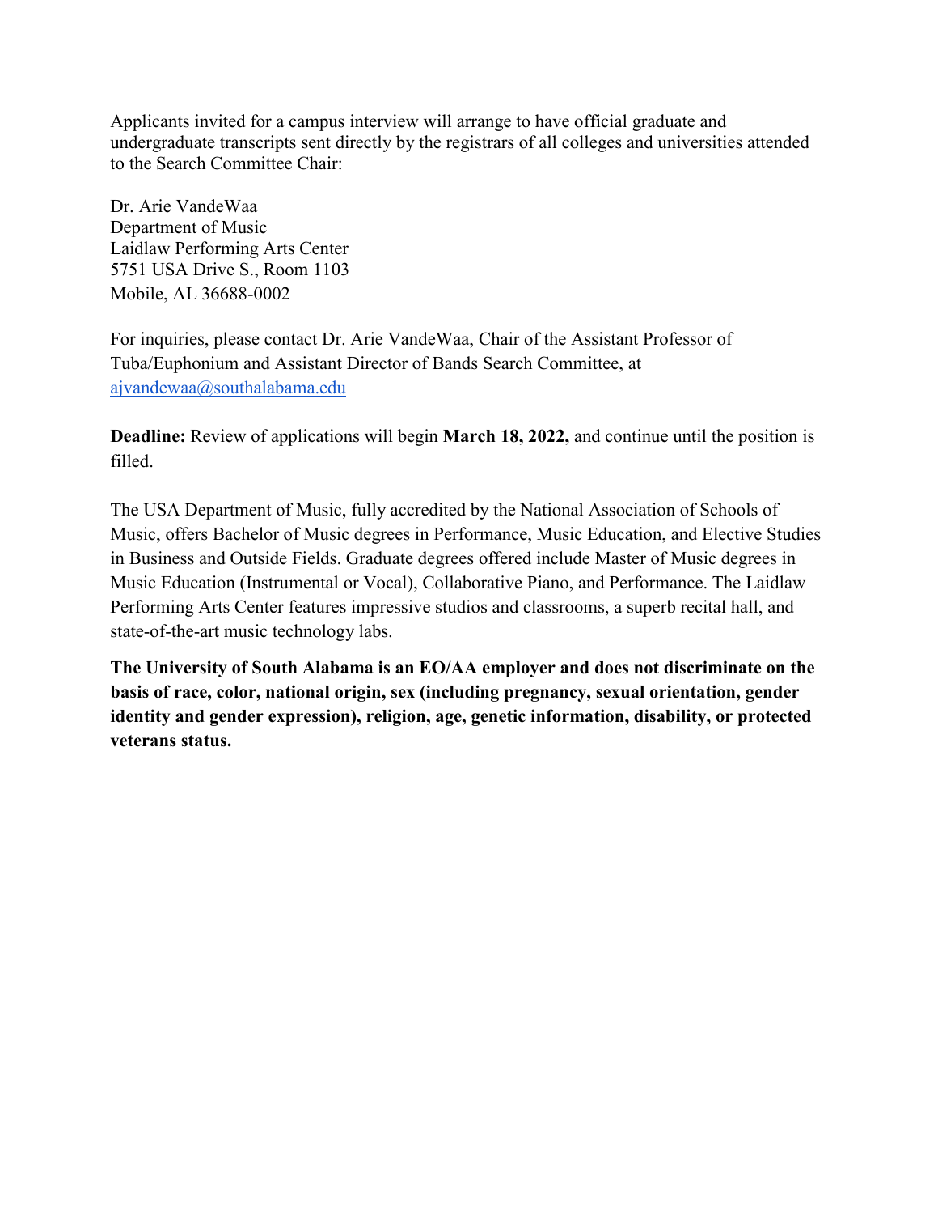Applicants invited for a campus interview will arrange to have official graduate and undergraduate transcripts sent directly by the registrars of all colleges and universities attended to the Search Committee Chair:

Dr. Arie VandeWaa
Department of Music
Laidlaw Performing Arts Center
5751 USA Drive S., Room 1103
Mobile, AL 36688-0002

For inquiries, please contact Dr. Arie VandeWaa, Chair of the Assistant Professor of Tuba/Euphonium and Assistant Director of Bands Search Committee, at ajvandewaa@southalabama.edu

**Deadline:** Review of applications will begin **March 18, 2022,** and continue until the position is filled.

The USA Department of Music, fully accredited by the National Association of Schools of Music, offers Bachelor of Music degrees in Performance, Music Education, and Elective Studies in Business and Outside Fields. Graduate degrees offered include Master of Music degrees in Music Education (Instrumental or Vocal), Collaborative Piano, and Performance. The Laidlaw Performing Arts Center features impressive studios and classrooms, a superb recital hall, and state-of-the-art music technology labs.

**The University of South Alabama is an EO/AA employer and does not discriminate on the basis of race, color, national origin, sex (including pregnancy, sexual orientation, gender identity and gender expression), religion, age, genetic information, disability, or protected veterans status.**